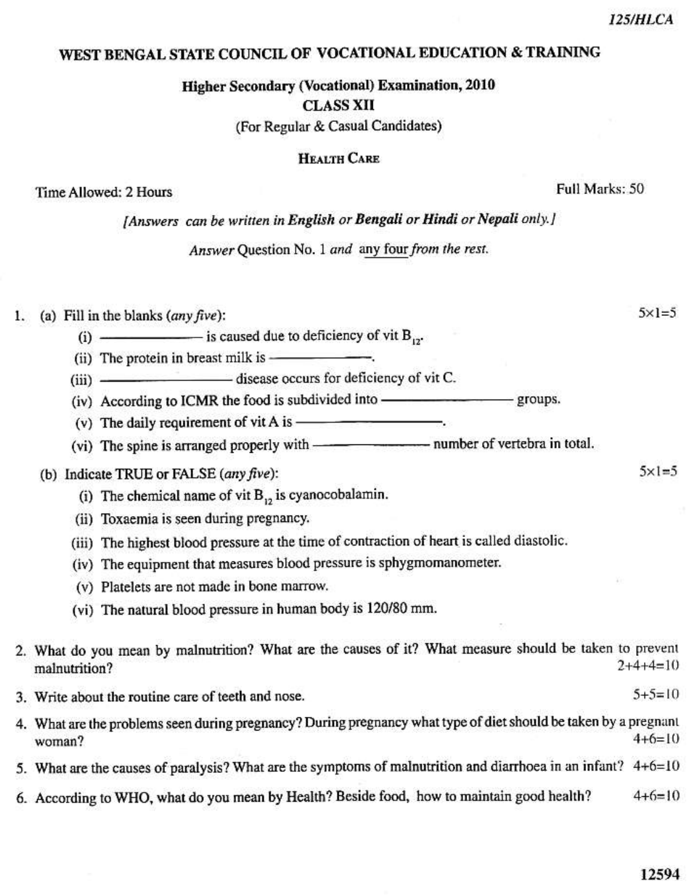125/HLCA

# WEST BENGAL STATE COUNCIL OF VOCATIONAL EDUCATION & TRAINING

## Higher Secondary (Vocational) Examination, 2010

### CLASS XII

(For Regular & Casual Candidates)

### HEALTH CARE

Time Allowed: 2 Hours | Full Marks: 50

*[Answers can be written in **English** or **Bengali** or **Hindi** or **Nepali** only.]*

*Answer* Question No. 1 *and* any four *from the rest.*

1. (a) Fill in the blanks (*any five*): $5 \times 1 = 5$

   (i) ———————— is caused due to deficiency of vit $B_{12}$.

   (ii) The protein in breast milk is ————————.

   (iii) ———————— disease occurs for deficiency of vit C.

   (iv) According to ICMR the food is subdivided into ———————— groups.

   (v) The daily requirement of vit A is ————————.

   (vi) The spine is arranged properly with ———————— number of vertebra in total.

   (b) Indicate TRUE or FALSE (*any five*): $5 \times 1 = 5$

   (i) The chemical name of vit $B_{12}$ is cyanocobalamin.

   (ii) Toxaemia is seen during pregnancy.

   (iii) The highest blood pressure at the time of contraction of heart is called diastolic.

   (iv) The equipment that measures blood pressure is sphygmomanometer.

   (v) Platelets are not made in bone marrow.

   (vi) The natural blood pressure in human body is 120/80 mm.

2. What do you mean by malnutrition? What are the causes of it? What measure should be taken to prevent malnutrition? $2+4+4=10$

3. Write about the routine care of teeth and nose. $5+5=10$

4. What are the problems seen during pregnancy? During pregnancy what type of diet should be taken by a pregnant woman? $4+6=10$

5. What are the causes of paralysis? What are the symptoms of malnutrition and diarrhoea in an infant? $4+6=10$

6. According to WHO, what do you mean by Health? Beside food, how to maintain good health? $4+6=10$

12594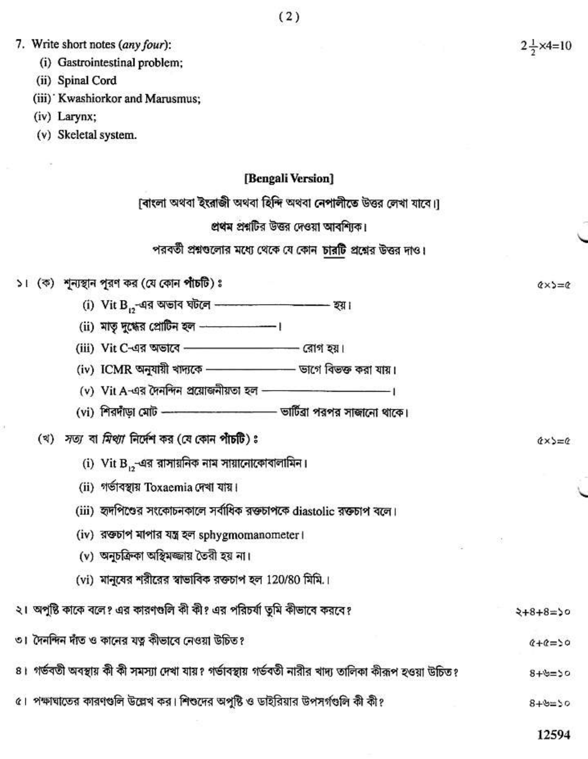7. Write short notes (*any four*): $2\frac{1}{2}\times4=10$
   (i) Gastrointestinal problem;
   (ii) Spinal Cord
   (iii) Kwashiorkor and Marusmus;
   (iv) Larynx;
   (v) Skeletal system.

## [Bengali Version]

[বাংলা অথবা ইংরাজী অথবা হিন্দি অথবা নেপালীতে উত্তর লেখা যাবে।]

**প্রথম** প্রশ্নটির উত্তর দেওয়া আবশ্যিক।

পরবর্তী প্রশ্নগুলোর মধ্যে থেকে যে কোন **চারটি** প্রশ্নের উত্তর দাও।

১। (ক) শূন্যস্থান পূরণ কর (যে কোন **পাঁচটি**) : ৫×১=৫

   (i) Vit $B_{12}$-এর অভাব ঘটলে ———————— হয়।
   (ii) মাতৃ দুগ্ধের প্রোটিন হল ————।
   (iii) Vit C-এর অভাবে ———————— রোগ হয়।
   (iv) ICMR অনুযায়ী খাদ্যকে ———————— ভাগে বিভক্ত করা যায়।
   (v) Vit A-এর দৈনন্দিন প্রয়োজনীয়তা হল ————————।
   (vi) শিরদাঁড়া মোট ———————— ভার্টিব্রা পরপর সাজানো থাকে।

   (খ) *সত্য* বা *মিথ্যা* নির্দেশ কর (যে কোন **পাঁচটি**) : ৫×১=৫

   (i) Vit $B_{12}$-এর রাসায়নিক নাম সায়ানোকোবালামিন।
   (ii) গর্ভাবস্থায় Toxaemia দেখা যায়।
   (iii) হৃদপিণ্ডের সংকোচনকালে সর্বাধিক রক্তচাপকে diastolic রক্তচাপ বলে।
   (iv) রক্তচাপ মাপার যন্ত্র হল sphygmomanometer।
   (v) অনুচক্রিকা অস্থিমজ্জায় তৈরী হয় না।
   (vi) মানুষের শরীরের স্বাভাবিক রক্তচাপ হল 120/80 মিমি.।

২। অপুষ্টি কাকে বলে? এর কারণগুলি কী কী? এর পরিচর্যা তুমি কীভাবে করবে? ২+৪+৪=১০

৩। দৈনন্দিন দাঁত ও কানের যত্ন কীভাবে নেওয়া উচিত? ৫+৫=১০

৪। গর্ভবতী অবস্থায় কী কী সমস্যা দেখা যায়? গর্ভাবস্থায় গর্ভবতী নারীর খাদ্য তালিকা কীরূপ হওয়া উচিত? ৪+৬=১০

৫। পক্ষাঘাতের কারণগুলি উল্লেখ কর। শিশুদের অপুষ্টি ও ডাইরিয়ার উপসর্গগুলি কী কী? ৪+৬=১০

12594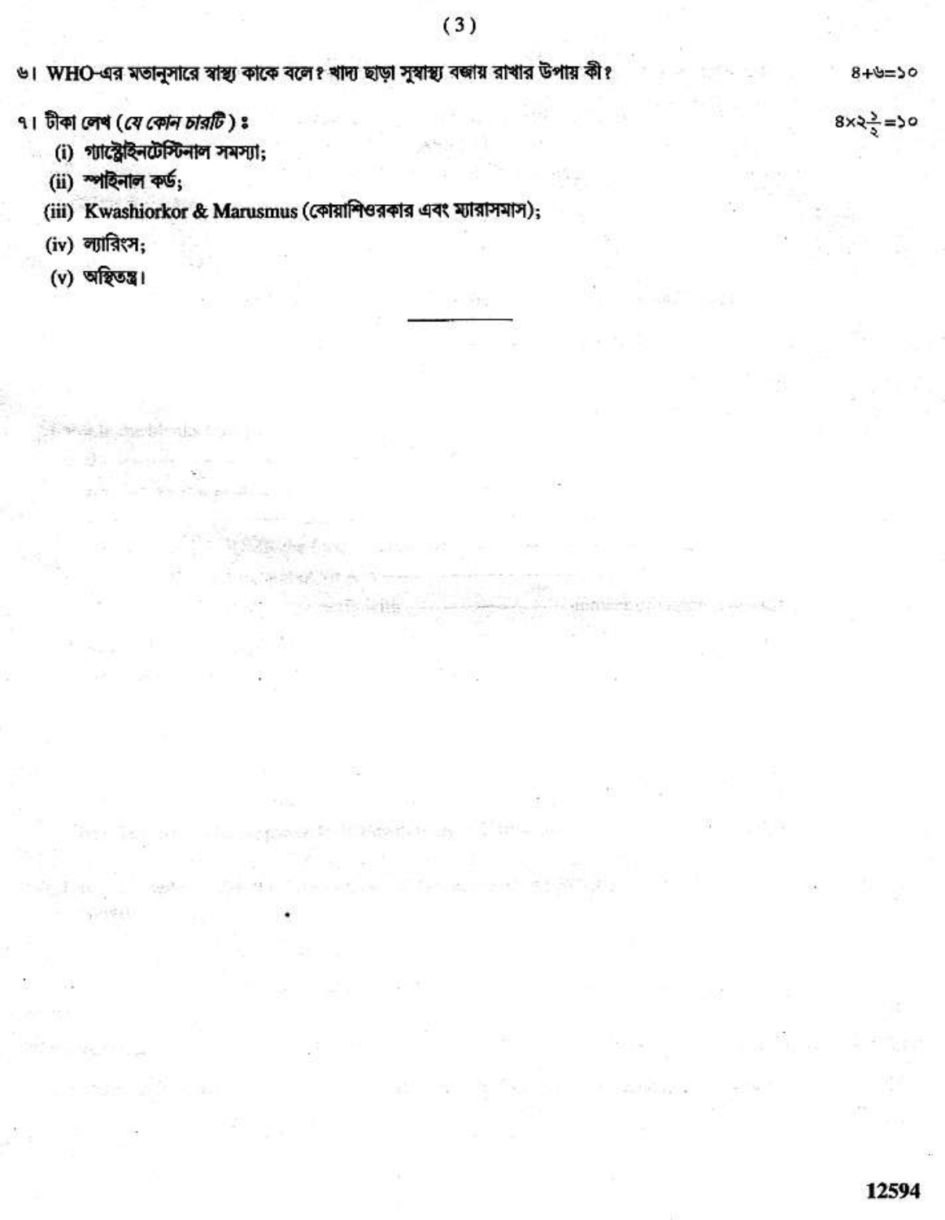৬। WHO-এর মতানুসারে স্বাস্থ্য কাকে বলে? খাদ্য ছাড়া সুস্বাস্থ্য বজায় রাখার উপায় কী? 　　৪+৬=১০

৭। টীকা লেখ (*যে কোন চারটি*) : 　　৪×২$\frac{১}{২}$=১০

(i) গ্যাস্ট্রোইনটেস্টিনাল সমস্যা;

(ii) স্পাইনাল কর্ড;

(iii) Kwashiorkor & Marusmus (কোয়াশিওরকার এবং ম্যারাসমাস);

(iv) ল্যারিংস;

(v) অস্থিতন্ত্র।

---

12594